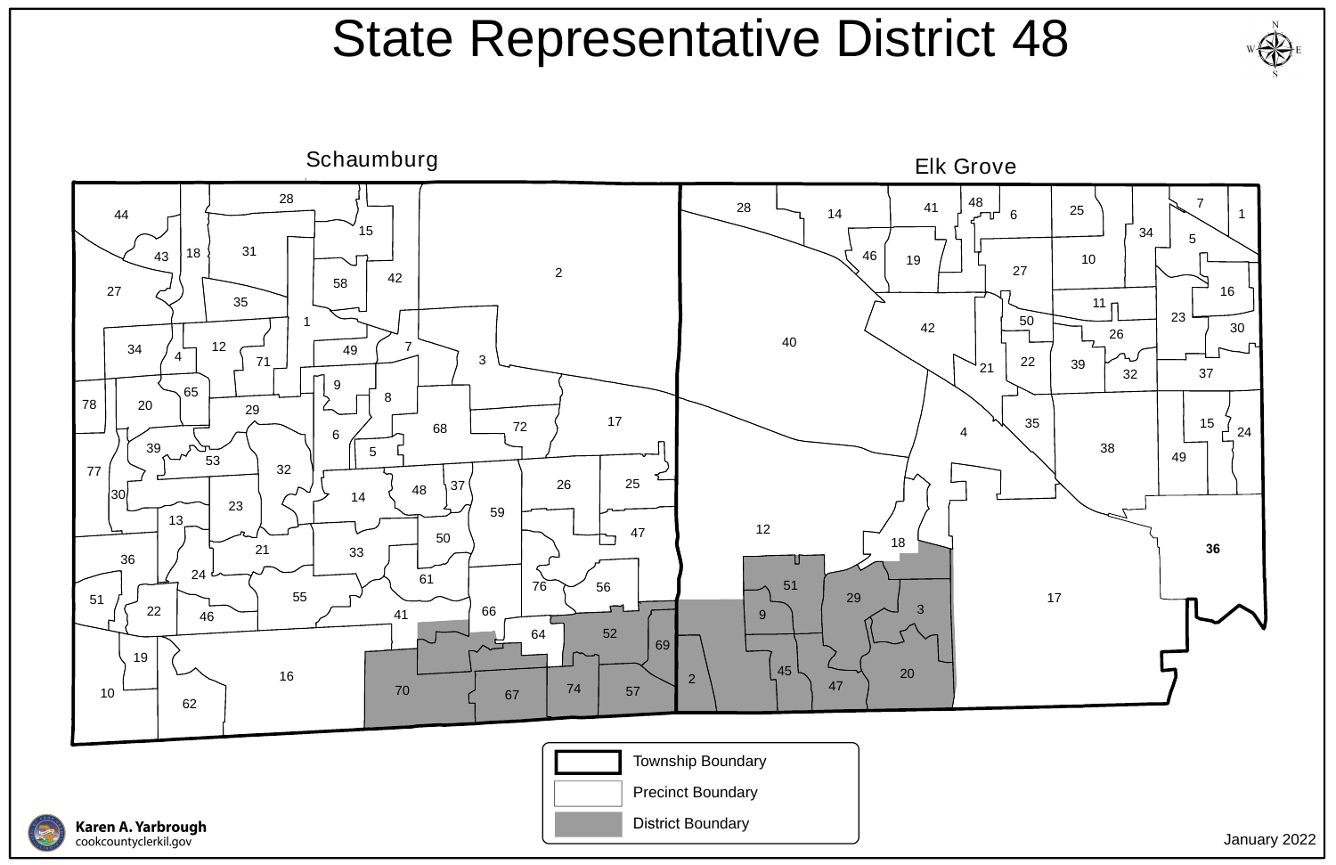# State Representative District 48

Schaumburg

Elk Grove

Township Boundary

Precinct Boundary

District Boundary

Karen A. Yarbrough
cookcountyclerkil.gov

January 2022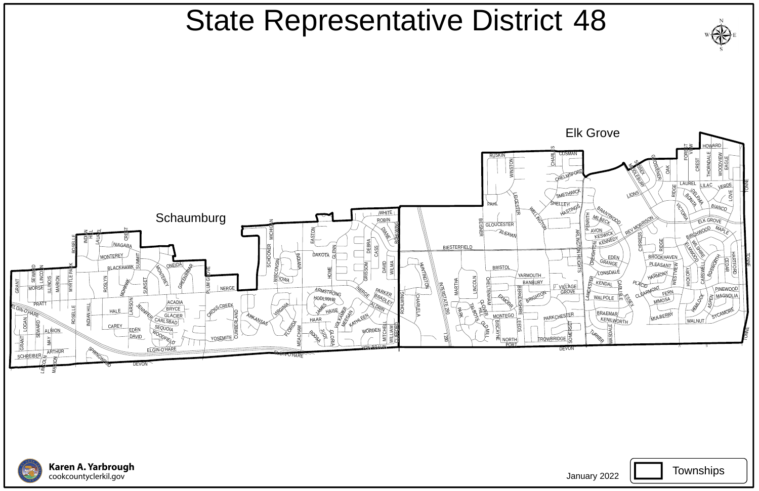# State Representative District 48

Elk Grove

Schaumburg

Townships

Karen A. Yarbrough
cookcountyclerkil.gov

January 2022